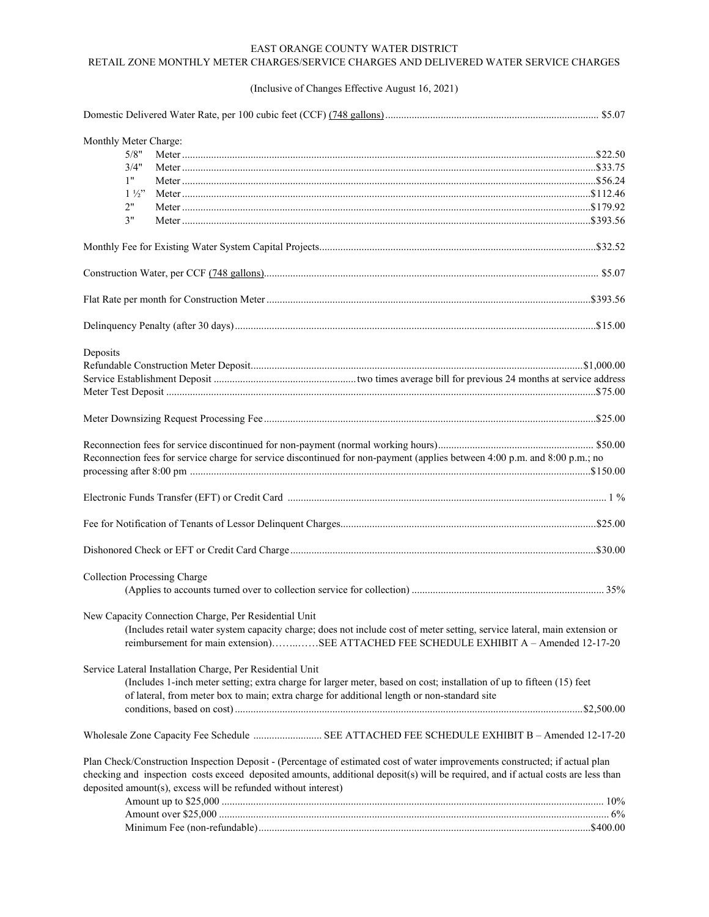# EAST ORANGE COUNTY WATER DISTRICT
## RETAIL ZONE MONTHLY METER CHARGES/SERVICE CHARGES AND DELIVERED WATER SERVICE CHARGES

(Inclusive of Changes Effective August 16, 2021)

Domestic Delivered Water Rate, per 100 cubic feet (CCF) (748 gallons) ........ $5.07

Monthly Meter Charge:

| Size | | Charge |
|---|---|---|
| 5/8" | Meter | $22.50 |
| 3/4" | Meter | $33.75 |
| 1" | Meter | $56.24 |
| 1 ½" | Meter | $112.46 |
| 2" | Meter | $179.92 |
| 3" | Meter | $393.56 |

Monthly Fee for Existing Water System Capital Projects ........ $32.52

Construction Water, per CCF (748 gallons) ........ $5.07

Flat Rate per month for Construction Meter ........ $393.56

Delinquency Penalty (after 30 days) ........ $15.00

Deposits

Refundable Construction Meter Deposit ........ $1,000.00

Service Establishment Deposit ........ two times average bill for previous 24 months at service address

Meter Test Deposit ........ $75.00

Meter Downsizing Request Processing Fee ........ $25.00

Reconnection fees for service discontinued for non-payment (normal working hours) ........ $50.00

Reconnection fees for service charge for service discontinued for non-payment (applies between 4:00 p.m. and 8:00 p.m.; no processing after 8:00 pm ........ $150.00

Electronic Funds Transfer (EFT) or Credit Card ........ 1 %

Fee for Notification of Tenants of Lessor Delinquent Charges ........ $25.00

Dishonored Check or EFT or Credit Card Charge ........ $30.00

Collection Processing Charge

(Applies to accounts turned over to collection service for collection) ........ 35%

New Capacity Connection Charge, Per Residential Unit

(Includes retail water system capacity charge; does not include cost of meter setting, service lateral, main extension or reimbursement for main extension)……..……SEE ATTACHED FEE SCHEDULE EXHIBIT A – Amended 12-17-20

Service Lateral Installation Charge, Per Residential Unit

(Includes 1-inch meter setting; extra charge for larger meter, based on cost; installation of up to fifteen (15) feet of lateral, from meter box to main; extra charge for additional length or non-standard site conditions, based on cost) ........ $2,500.00

Wholesale Zone Capacity Fee Schedule ........ SEE ATTACHED FEE SCHEDULE EXHIBIT B – Amended 12-17-20

Plan Check/Construction Inspection Deposit - (Percentage of estimated cost of water improvements constructed; if actual plan checking and inspection costs exceed deposited amounts, additional deposit(s) will be required, and if actual costs are less than deposited amount(s), excess will be refunded without interest)

Amount up to $25,000 ........ 10%

Amount over $25,000 ........ 6%

Minimum Fee (non-refundable) ........ $400.00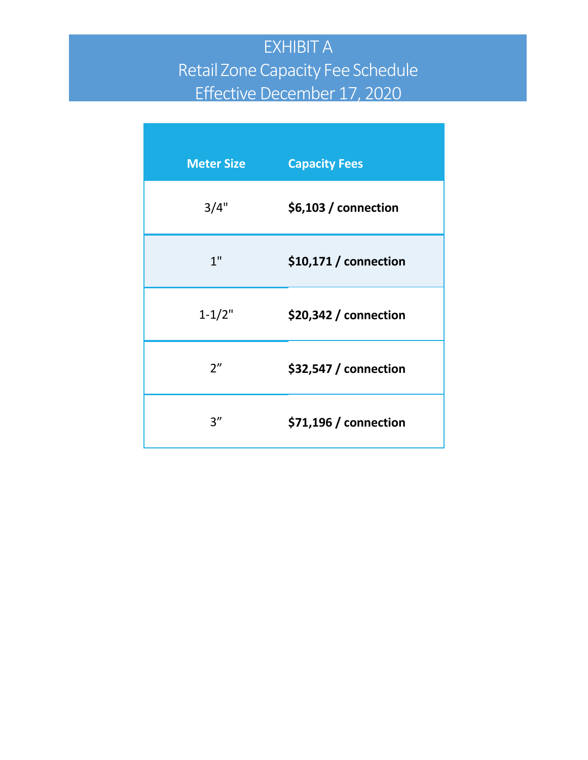# EXHIBIT A

## Retail Zone Capacity Fee Schedule

## Effective December 17, 2020

| Meter Size | Capacity Fees |
| --- | --- |
| 3/4" | **$6,103 / connection** |
| 1" | **$10,171 / connection** |
| 1-1/2" | **$20,342 / connection** |
| 2” | **$32,547 / connection** |
| 3” | **$71,196 / connection** |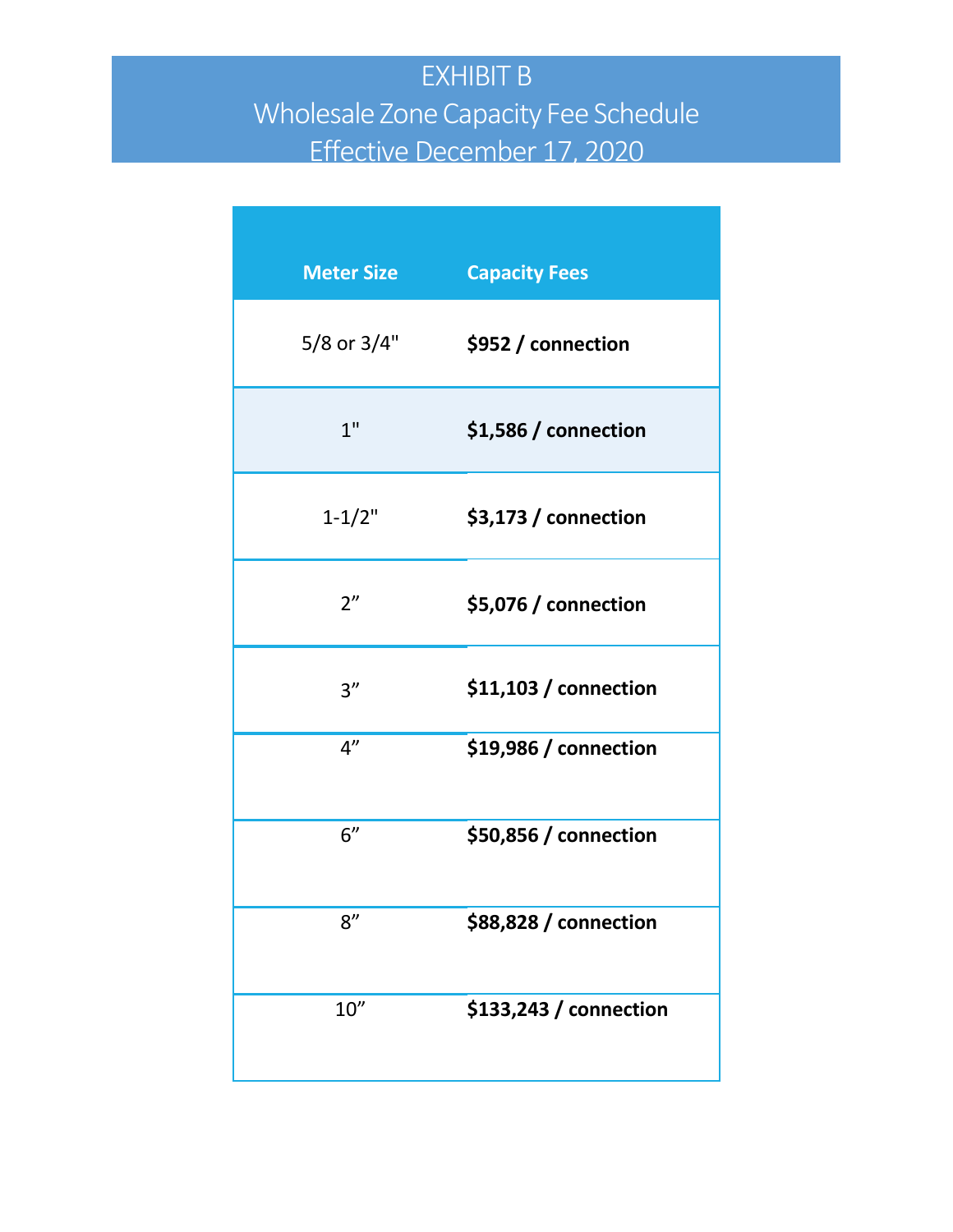# EXHIBIT B
## Wholesale Zone Capacity Fee Schedule
## Effective December 17, 2020

| Meter Size | Capacity Fees |
|---|---|
| 5/8 or 3/4" | **$952 / connection** |
| 1" | **$1,586 / connection** |
| 1-1/2" | **$3,173 / connection** |
| 2” | **$5,076 / connection** |
| 3” | **$11,103 / connection** |
| 4” | **$19,986 / connection** |
| 6” | **$50,856 / connection** |
| 8” | **$88,828 / connection** |
| 10” | **$133,243 / connection** |